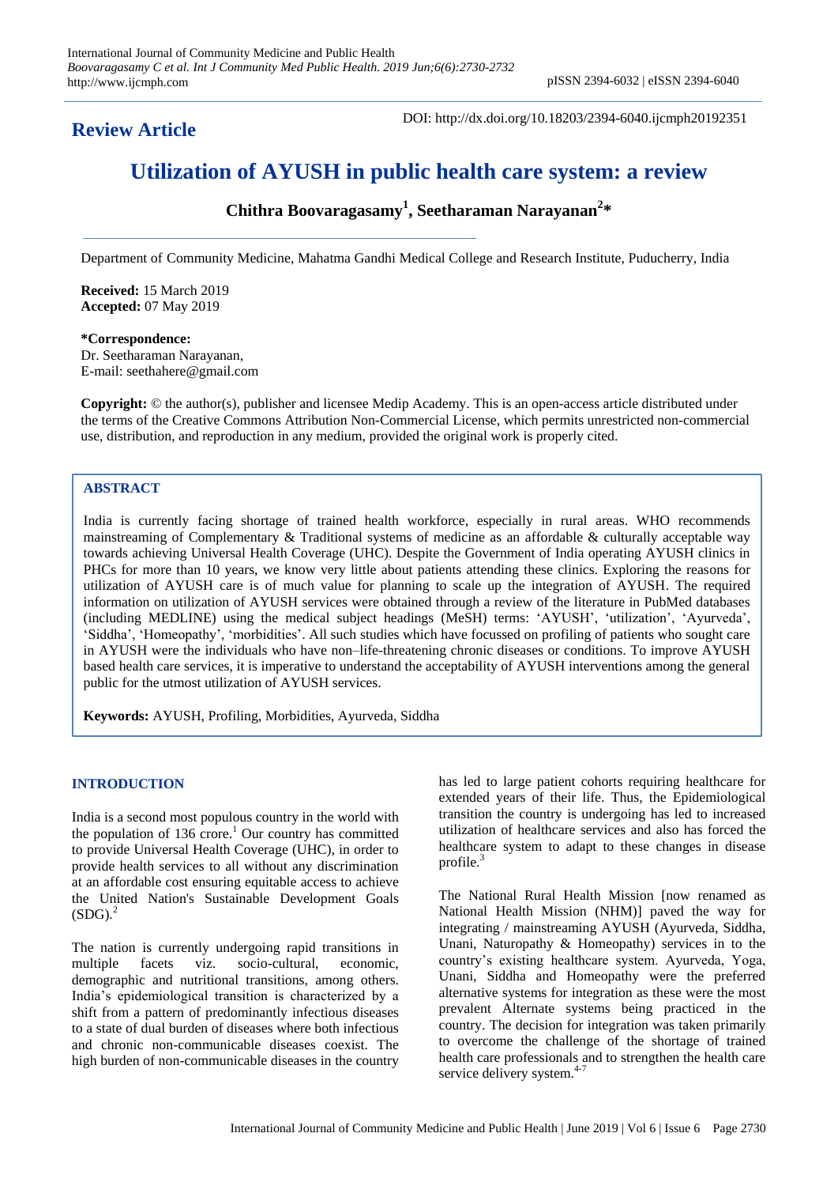**Review Article**

DOI: http://dx.doi.org/10.18203/2394-6040.ijcmph20192351

# Utilization of AYUSH in public health care system: a review

**Chithra Boovaragasamy[1], Seetharaman Narayanan[2]***

Department of Community Medicine, Mahatma Gandhi Medical College and Research Institute, Puducherry, India

**Received:** 15 March 2019
**Accepted:** 07 May 2019

***Correspondence:**
Dr. Seetharaman Narayanan,
E-mail: seethahere@gmail.com

**Copyright:** © the author(s), publisher and licensee Medip Academy. This is an open-access article distributed under the terms of the Creative Commons Attribution Non-Commercial License, which permits unrestricted non-commercial use, distribution, and reproduction in any medium, provided the original work is properly cited.

## ABSTRACT

India is currently facing shortage of trained health workforce, especially in rural areas. WHO recommends mainstreaming of Complementary & Traditional systems of medicine as an affordable & culturally acceptable way towards achieving Universal Health Coverage (UHC). Despite the Government of India operating AYUSH clinics in PHCs for more than 10 years, we know very little about patients attending these clinics. Exploring the reasons for utilization of AYUSH care is of much value for planning to scale up the integration of AYUSH. The required information on utilization of AYUSH services were obtained through a review of the literature in PubMed databases (including MEDLINE) using the medical subject headings (MeSH) terms: 'AYUSH', 'utilization', 'Ayurveda', 'Siddha', 'Homeopathy', 'morbidities'. All such studies which have focussed on profiling of patients who sought care in AYUSH were the individuals who have non–life-threatening chronic diseases or conditions. To improve AYUSH based health care services, it is imperative to understand the acceptability of AYUSH interventions among the general public for the utmost utilization of AYUSH services.

**Keywords:** AYUSH, Profiling, Morbidities, Ayurveda, Siddha

## INTRODUCTION

India is a second most populous country in the world with the population of 136 crore.[1] Our country has committed to provide Universal Health Coverage (UHC), in order to provide health services to all without any discrimination at an affordable cost ensuring equitable access to achieve the United Nation's Sustainable Development Goals (SDG).[2]

The nation is currently undergoing rapid transitions in multiple facets viz. socio-cultural, economic, demographic and nutritional transitions, among others. India's epidemiological transition is characterized by a shift from a pattern of predominantly infectious diseases to a state of dual burden of diseases where both infectious and chronic non-communicable diseases coexist. The high burden of non-communicable diseases in the country has led to large patient cohorts requiring healthcare for extended years of their life. Thus, the Epidemiological transition the country is undergoing has led to increased utilization of healthcare services and also has forced the healthcare system to adapt to these changes in disease profile.[3]

The National Rural Health Mission [now renamed as National Health Mission (NHM)] paved the way for integrating / mainstreaming AYUSH (Ayurveda, Siddha, Unani, Naturopathy & Homeopathy) services in to the country's existing healthcare system. Ayurveda, Yoga, Unani, Siddha and Homeopathy were the preferred alternative systems for integration as these were the most prevalent Alternate systems being practiced in the country. The decision for integration was taken primarily to overcome the challenge of the shortage of trained health care professionals and to strengthen the health care service delivery system.[4-7]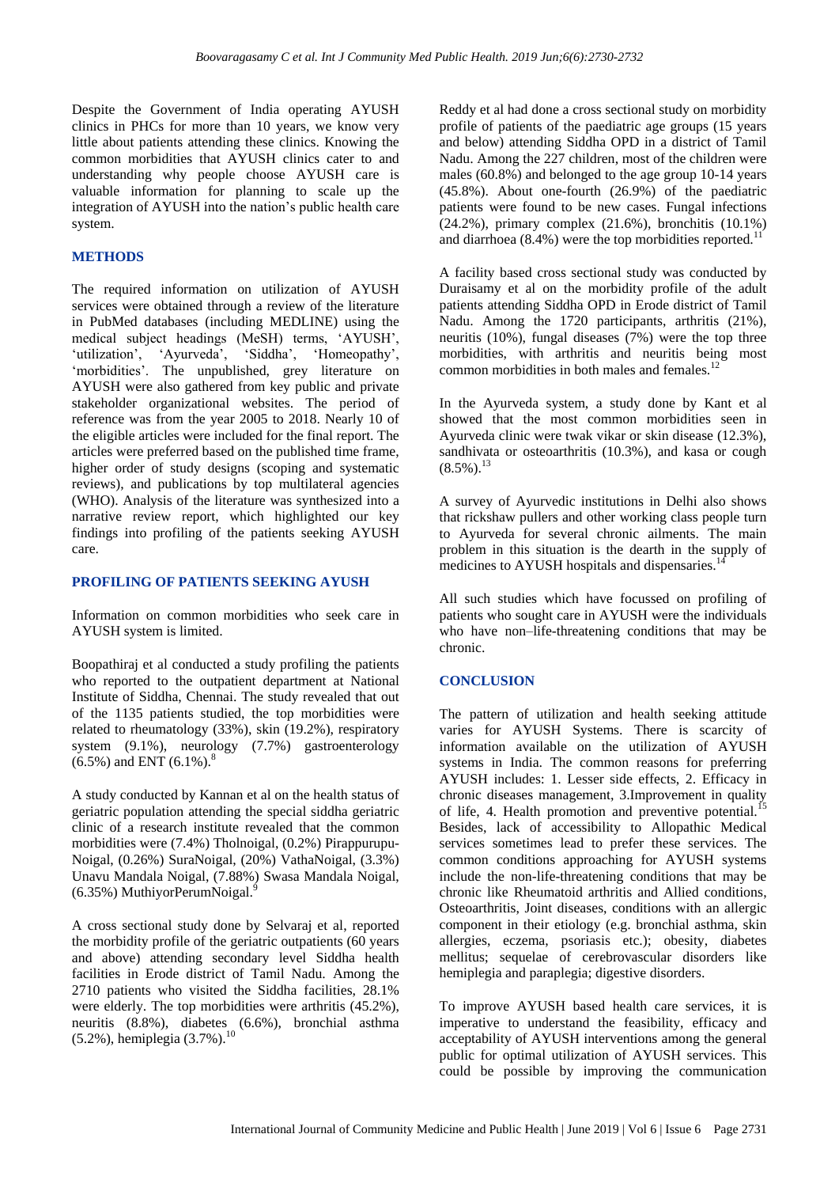Despite the Government of India operating AYUSH clinics in PHCs for more than 10 years, we know very little about patients attending these clinics. Knowing the common morbidities that AYUSH clinics cater to and understanding why people choose AYUSH care is valuable information for planning to scale up the integration of AYUSH into the nation's public health care system.

## METHODS

The required information on utilization of AYUSH services were obtained through a review of the literature in PubMed databases (including MEDLINE) using the medical subject headings (MeSH) terms, 'AYUSH', 'utilization', 'Ayurveda', 'Siddha', 'Homeopathy', 'morbidities'. The unpublished, grey literature on AYUSH were also gathered from key public and private stakeholder organizational websites. The period of reference was from the year 2005 to 2018. Nearly 10 of the eligible articles were included for the final report. The articles were preferred based on the published time frame, higher order of study designs (scoping and systematic reviews), and publications by top multilateral agencies (WHO). Analysis of the literature was synthesized into a narrative review report, which highlighted our key findings into profiling of the patients seeking AYUSH care.

## PROFILING OF PATIENTS SEEKING AYUSH

Information on common morbidities who seek care in AYUSH system is limited.

Boopathiraj et al conducted a study profiling the patients who reported to the outpatient department at National Institute of Siddha, Chennai. The study revealed that out of the 1135 patients studied, the top morbidities were related to rheumatology (33%), skin (19.2%), respiratory system (9.1%), neurology (7.7%) gastroenterology (6.5%) and ENT (6.1%).[8]

A study conducted by Kannan et al on the health status of geriatric population attending the special siddha geriatric clinic of a research institute revealed that the common morbidities were (7.4%) Tholnoigal, (0.2%) Pirappurupu-Noigal, (0.26%) SuraNoigal, (20%) VathaNoigal, (3.3%) Unavu Mandala Noigal, (7.88%) Swasa Mandala Noigal, (6.35%) MuthiyorPerumNoigal.[9]

A cross sectional study done by Selvaraj et al, reported the morbidity profile of the geriatric outpatients (60 years and above) attending secondary level Siddha health facilities in Erode district of Tamil Nadu. Among the 2710 patients who visited the Siddha facilities, 28.1% were elderly. The top morbidities were arthritis (45.2%), neuritis (8.8%), diabetes (6.6%), bronchial asthma (5.2%), hemiplegia (3.7%).[10]

Reddy et al had done a cross sectional study on morbidity profile of patients of the paediatric age groups (15 years and below) attending Siddha OPD in a district of Tamil Nadu. Among the 227 children, most of the children were males (60.8%) and belonged to the age group 10-14 years (45.8%). About one-fourth (26.9%) of the paediatric patients were found to be new cases. Fungal infections (24.2%), primary complex (21.6%), bronchitis (10.1%) and diarrhoea (8.4%) were the top morbidities reported.[11]

A facility based cross sectional study was conducted by Duraisamy et al on the morbidity profile of the adult patients attending Siddha OPD in Erode district of Tamil Nadu. Among the 1720 participants, arthritis (21%), neuritis (10%), fungal diseases (7%) were the top three morbidities, with arthritis and neuritis being most common morbidities in both males and females.[12]

In the Ayurveda system, a study done by Kant et al showed that the most common morbidities seen in Ayurveda clinic were twak vikar or skin disease (12.3%), sandhivata or osteoarthritis (10.3%), and kasa or cough (8.5%).[13]

A survey of Ayurvedic institutions in Delhi also shows that rickshaw pullers and other working class people turn to Ayurveda for several chronic ailments. The main problem in this situation is the dearth in the supply of medicines to AYUSH hospitals and dispensaries.[14]

All such studies which have focussed on profiling of patients who sought care in AYUSH were the individuals who have non–life-threatening conditions that may be chronic.

## CONCLUSION

The pattern of utilization and health seeking attitude varies for AYUSH Systems. There is scarcity of information available on the utilization of AYUSH systems in India. The common reasons for preferring AYUSH includes: 1. Lesser side effects, 2. Efficacy in chronic diseases management, 3.Improvement in quality of life, 4. Health promotion and preventive potential.[15] Besides, lack of accessibility to Allopathic Medical services sometimes lead to prefer these services. The common conditions approaching for AYUSH systems include the non-life-threatening conditions that may be chronic like Rheumatoid arthritis and Allied conditions, Osteoarthritis, Joint diseases, conditions with an allergic component in their etiology (e.g. bronchial asthma, skin allergies, eczema, psoriasis etc.); obesity, diabetes mellitus; sequelae of cerebrovascular disorders like hemiplegia and paraplegia; digestive disorders.

To improve AYUSH based health care services, it is imperative to understand the feasibility, efficacy and acceptability of AYUSH interventions among the general public for optimal utilization of AYUSH services. This could be possible by improving the communication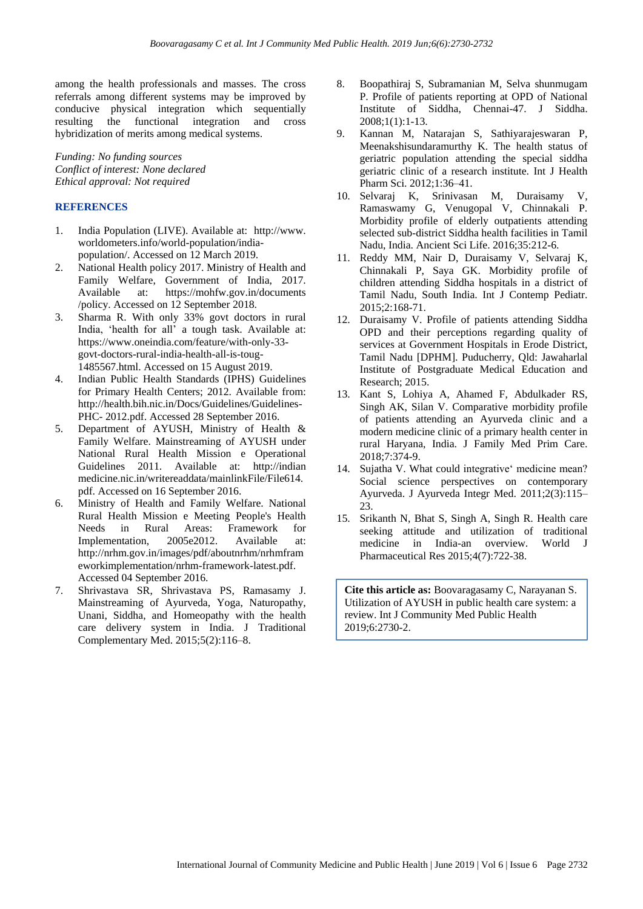among the health professionals and masses. The cross referrals among different systems may be improved by conducive physical integration which sequentially resulting the functional integration and cross hybridization of merits among medical systems.

*Funding: No funding sources*
*Conflict of interest: None declared*
*Ethical approval: Not required*

## REFERENCES

1. India Population (LIVE). Available at: http://www.worldometers.info/world-population/india-population/. Accessed on 12 March 2019.
2. National Health policy 2017. Ministry of Health and Family Welfare, Government of India, 2017. Available at: https://mohfw.gov.in/documents/policy. Accessed on 12 September 2018.
3. Sharma R. With only 33% govt doctors in rural India, 'health for all' a tough task. Available at: https://www.oneindia.com/feature/with-only-33-govt-doctors-rural-india-health-all-is-toug-1485567.html. Accessed on 15 August 2019.
4. Indian Public Health Standards (IPHS) Guidelines for Primary Health Centers; 2012. Available from: http://health.bih.nic.in/Docs/Guidelines/Guidelines-PHC- 2012.pdf. Accessed 28 September 2016.
5. Department of AYUSH, Ministry of Health & Family Welfare. Mainstreaming of AYUSH under National Rural Health Mission e Operational Guidelines 2011. Available at: http://indian medicine.nic.in/writereaddata/mainlinkFile/File614.pdf. Accessed on 16 September 2016.
6. Ministry of Health and Family Welfare. National Rural Health Mission e Meeting People's Health Needs in Rural Areas: Framework for Implementation, 2005e2012. Available at: http://nrhm.gov.in/images/pdf/aboutnrhm/nrhmframeworkimplementation/nrhm-framework-latest.pdf. Accessed 04 September 2016.
7. Shrivastava SR, Shrivastava PS, Ramasamy J. Mainstreaming of Ayurveda, Yoga, Naturopathy, Unani, Siddha, and Homeopathy with the health care delivery system in India. J Traditional Complementary Med. 2015;5(2):116–8.
8. Boopathiraj S, Subramanian M, Selva shunmugam P. Profile of patients reporting at OPD of National Institute of Siddha, Chennai-47. J Siddha. 2008;1(1):1-13.
9. Kannan M, Natarajan S, Sathiyarajeswaran P, Meenakshisundaramurthy K. The health status of geriatric population attending the special siddha geriatric clinic of a research institute. Int J Health Pharm Sci. 2012;1:36–41.
10. Selvaraj K, Srinivasan M, Duraisamy V, Ramaswamy G, Venugopal V, Chinnakali P. Morbidity profile of elderly outpatients attending selected sub-district Siddha health facilities in Tamil Nadu, India. Ancient Sci Life. 2016;35:212-6.
11. Reddy MM, Nair D, Duraisamy V, Selvaraj K, Chinnakali P, Saya GK. Morbidity profile of children attending Siddha hospitals in a district of Tamil Nadu, South India. Int J Contemp Pediatr. 2015;2:168-71.
12. Duraisamy V. Profile of patients attending Siddha OPD and their perceptions regarding quality of services at Government Hospitals in Erode District, Tamil Nadu [DPHM]. Puducherry, Qld: Jawaharlal Institute of Postgraduate Medical Education and Research; 2015.
13. Kant S, Lohiya A, Ahamed F, Abdulkader RS, Singh AK, Silan V. Comparative morbidity profile of patients attending an Ayurveda clinic and a modern medicine clinic of a primary health center in rural Haryana, India. J Family Med Prim Care. 2018;7:374-9.
14. Sujatha V. What could integrative' medicine mean? Social science perspectives on contemporary Ayurveda. J Ayurveda Integr Med. 2011;2(3):115–23.
15. Srikanth N, Bhat S, Singh A, Singh R. Health care seeking attitude and utilization of traditional medicine in India-an overview. World J Pharmaceutical Res 2015;4(7):722-38.

**Cite this article as:** Boovaragasamy C, Narayanan S. Utilization of AYUSH in public health care system: a review. Int J Community Med Public Health 2019;6:2730-2.